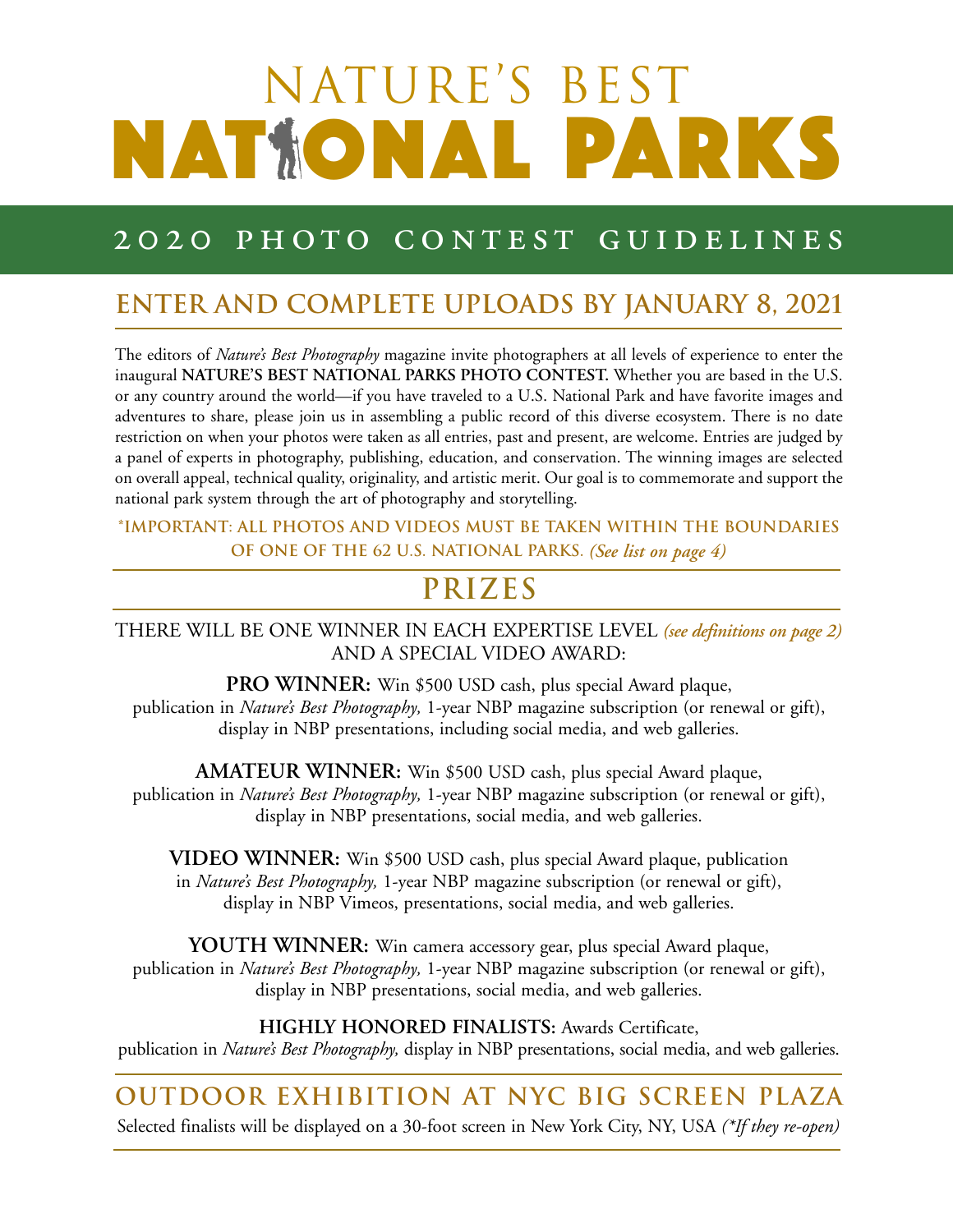# NATURE'S BEST NATIONAL PARKS

## 2020 PHOTO CONTEST GUIDELINES

## ENTER AND COMPLETE UPLOADS BY JANUARY 8, 2021

The editors of *Nature's Best Photography* magazine invite photographers at all levels of experience to enter the inaugural **NATURE'S BEST NATIONAL PARKS PHOTO CONTEST**. Whether you are based in the U.S. or any country around the world—if you have traveled to a U.S. National Park and have favorite images and adventures to share, please join us in assembling a public record of this diverse ecosystem. There is no date restriction on when your photos were taken as all entries, past and present, are welcome. Entries are judged by a panel of experts in photography, publishing, education, and conservation. The winning images are selected on overall appeal, technical quality, originality, and artistic merit. Our goal is to commemorate and support the national park system through the art of photography and storytelling.

**\*IMPORTANT: ALL PHOTOS AND VIDEOS MUST BE TAKEN WITHIN THE BOUNDARIES OF ONE OF THE 62 U.S. NATIONAL PARKS.** ***(See list on page 4)***

## PRIZES

THERE WILL BE ONE WINNER IN EACH EXPERTISE LEVEL ***(see definitions on page 2)*** AND A SPECIAL VIDEO AWARD:

**PRO WINNER:** Win $500 USD cash, plus special Award plaque, publication in *Nature's Best Photography,* 1-year NBP magazine subscription (or renewal or gift), display in NBP presentations, including social media, and web galleries.

**AMATEUR WINNER:** Win $500 USD cash, plus special Award plaque, publication in *Nature's Best Photography,* 1-year NBP magazine subscription (or renewal or gift), display in NBP presentations, social media, and web galleries.

**VIDEO WINNER:** Win $500 USD cash, plus special Award plaque, publication in *Nature's Best Photography,* 1-year NBP magazine subscription (or renewal or gift), display in NBP Vimeos, presentations, social media, and web galleries.

**YOUTH WINNER:** Win camera accessory gear, plus special Award plaque, publication in *Nature's Best Photography,* 1-year NBP magazine subscription (or renewal or gift), display in NBP presentations, social media, and web galleries.

**HIGHLY HONORED FINALISTS:** Awards Certificate, publication in *Nature's Best Photography,* display in NBP presentations, social media, and web galleries.

## OUTDOOR EXHIBITION AT NYC BIG SCREEN PLAZA

Selected finalists will be displayed on a 30-foot screen in New York City, NY, USA *(\*If they re-open)*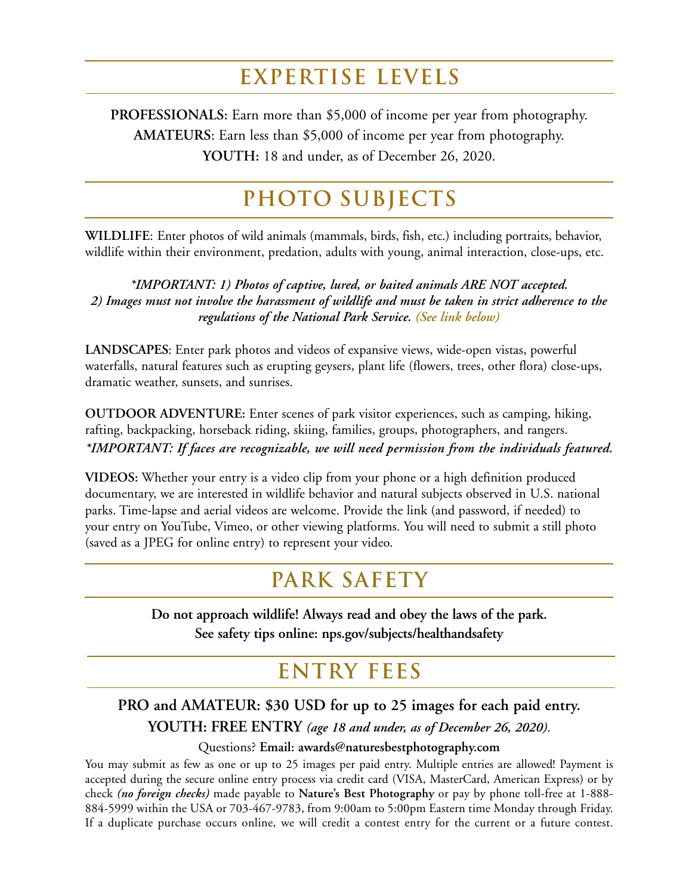## EXPERTISE LEVELS

**PROFESSIONALS:** Earn more than $5,000 of income per year from photography.
**AMATEURS**: Earn less than $5,000 of income per year from photography.
**YOUTH:** 18 and under, as of December 26, 2020.

## PHOTO SUBJECTS

**WILDLIFE**: Enter photos of wild animals (mammals, birds, fish, etc.) including portraits, behavior, wildlife within their environment, predation, adults with young, animal interaction, close-ups, etc.

***IMPORTANT: 1) Photos of captive, lured, or baited animals ARE NOT accepted. 2) Images must not involve the harassment of wildlife and must be taken in strict adherence to the regulations of the National Park Service. (See link below)***

**LANDSCAPES**: Enter park photos and videos of expansive views, wide-open vistas, powerful waterfalls, natural features such as erupting geysers, plant life (flowers, trees, other flora) close-ups, dramatic weather, sunsets, and sunrises.

**OUTDOOR ADVENTURE:** Enter scenes of park visitor experiences, such as camping, hiking, rafting, backpacking, horseback riding, skiing, families, groups, photographers, and rangers.
***IMPORTANT: If faces are recognizable, we will need permission from the individuals featured.***

**VIDEOS:** Whether your entry is a video clip from your phone or a high definition produced documentary, we are interested in wildlife behavior and natural subjects observed in U.S. national parks. Time-lapse and aerial videos are welcome. Provide the link (and password, if needed) to your entry on YouTube, Vimeo, or other viewing platforms. You will need to submit a still photo (saved as a JPEG for online entry) to represent your video.

## PARK SAFETY

**Do not approach wildlife! Always read and obey the laws of the park.**
**See safety tips online: nps.gov/subjects/healthandsafety**

## ENTRY FEES

**PRO and AMATEUR: $30 USD for up to 25 images for each paid entry.**
**YOUTH: FREE ENTRY** ***(age 18 and under, as of December 26, 2020).***

Questions? **Email: awards@naturesbestphotography.com**

You may submit as few as one or up to 25 images per paid entry. Multiple entries are allowed! Payment is accepted during the secure online entry process via credit card (VISA, MasterCard, American Express) or by check ***(no foreign checks)*** made payable to **Nature's Best Photography** or pay by phone toll-free at 1-888-884-5999 within the USA or 703-467-9783, from 9:00am to 5:00pm Eastern time Monday through Friday. If a duplicate purchase occurs online, we will credit a contest entry for the current or a future contest.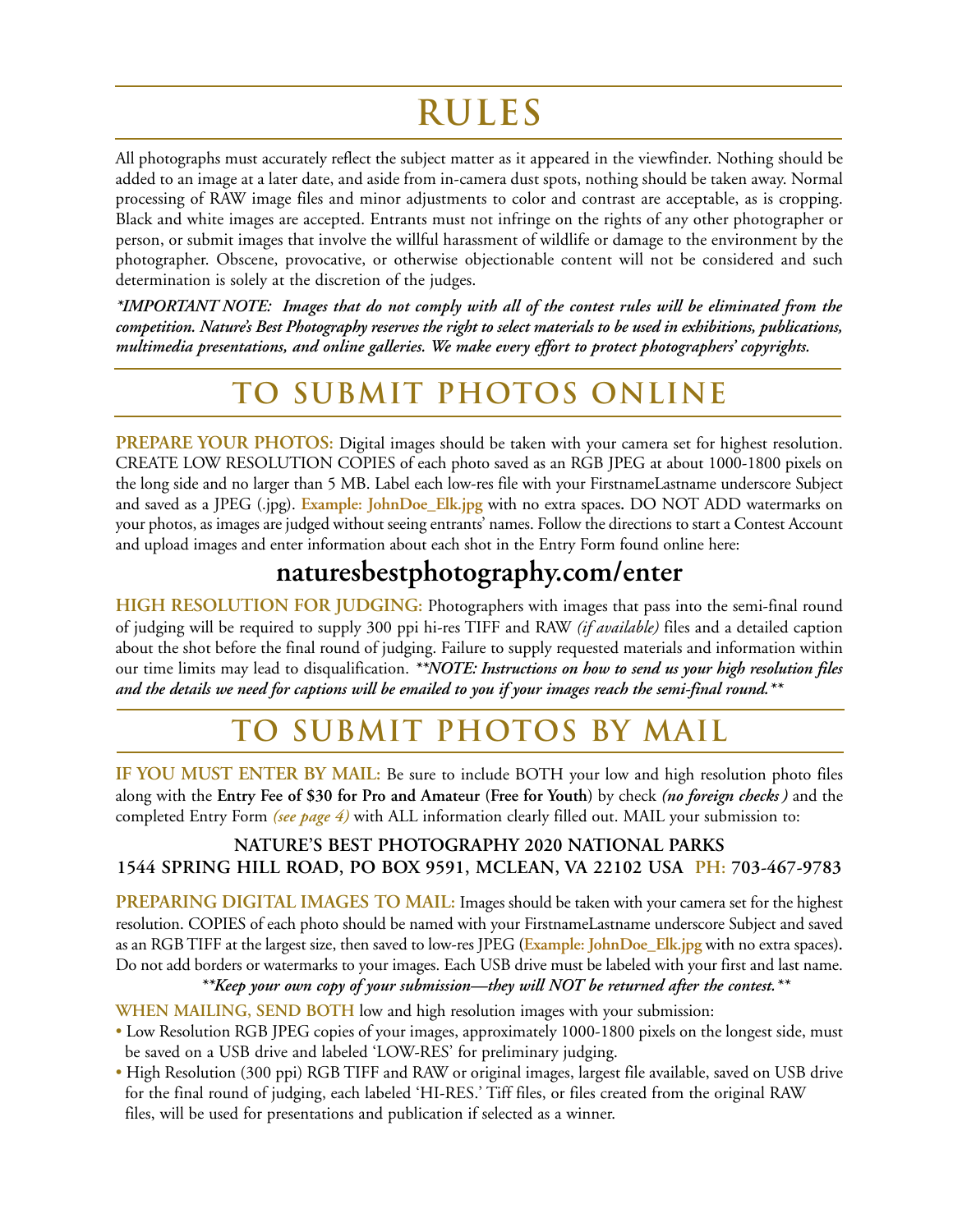# RULES

All photographs must accurately reflect the subject matter as it appeared in the viewfinder. Nothing should be added to an image at a later date, and aside from in-camera dust spots, nothing should be taken away. Normal processing of RAW image files and minor adjustments to color and contrast are acceptable, as is cropping. Black and white images are accepted. Entrants must not infringe on the rights of any other photographer or person, or submit images that involve the willful harassment of wildlife or damage to the environment by the photographer. Obscene, provocative, or otherwise objectionable content will not be considered and such determination is solely at the discretion of the judges.

***IMPORTANT NOTE: Images that do not comply with all of the contest rules will be eliminated from the competition. Nature's Best Photography reserves the right to select materials to be used in exhibitions, publications, multimedia presentations, and online galleries. We make every effort to protect photographers' copyrights.***

# TO SUBMIT PHOTOS ONLINE

**PREPARE YOUR PHOTOS:** Digital images should be taken with your camera set for highest resolution. CREATE LOW RESOLUTION COPIES of each photo saved as an RGB JPEG at about 1000-1800 pixels on the long side and no larger than 5 MB. Label each low-res file with your FirstnameLastname underscore Subject and saved as a JPEG (.jpg). **Example: JohnDoe_Elk.jpg** with no extra spaces. DO NOT ADD watermarks on your photos, as images are judged without seeing entrants' names. Follow the directions to start a Contest Account and upload images and enter information about each shot in the Entry Form found online here:

## naturesbestphotography.com/enter

**HIGH RESOLUTION FOR JUDGING:** Photographers with images that pass into the semi-final round of judging will be required to supply 300 ppi hi-res TIFF and RAW *(if available)* files and a detailed caption about the shot before the final round of judging. Failure to supply requested materials and information within our time limits may lead to disqualification. ***\*\*NOTE: Instructions on how to send us your high resolution files and the details we need for captions will be emailed to you if your images reach the semi-final round.\*\****

# TO SUBMIT PHOTOS BY MAIL

**IF YOU MUST ENTER BY MAIL:** Be sure to include BOTH your low and high resolution photo files along with the **Entry Fee of $30 for Pro and Amateur (Free for Youth)** by check ***(no foreign checks )*** and the completed Entry Form ***(see page 4)*** with ALL information clearly filled out. MAIL your submission to:

**NATURE'S BEST PHOTOGRAPHY 2020 NATIONAL PARKS**
**1544 SPRING HILL ROAD, PO BOX 9591, MCLEAN, VA 22102 USA PH: 703-467-9783**

**PREPARING DIGITAL IMAGES TO MAIL:** Images should be taken with your camera set for the highest resolution. COPIES of each photo should be named with your FirstnameLastname underscore Subject and saved as an RGB TIFF at the largest size, then saved to low-res JPEG (**Example: JohnDoe_Elk.jpg** with no extra spaces). Do not add borders or watermarks to your images. Each USB drive must be labeled with your first and last name.

***\*\*Keep your own copy of your submission—they will NOT be returned after the contest.\*\****

**WHEN MAILING, SEND BOTH** low and high resolution images with your submission:

- Low Resolution RGB JPEG copies of your images, approximately 1000-1800 pixels on the longest side, must be saved on a USB drive and labeled 'LOW-RES' for preliminary judging.
- High Resolution (300 ppi) RGB TIFF and RAW or original images, largest file available, saved on USB drive for the final round of judging, each labeled 'HI-RES.' Tiff files, or files created from the original RAW files, will be used for presentations and publication if selected as a winner.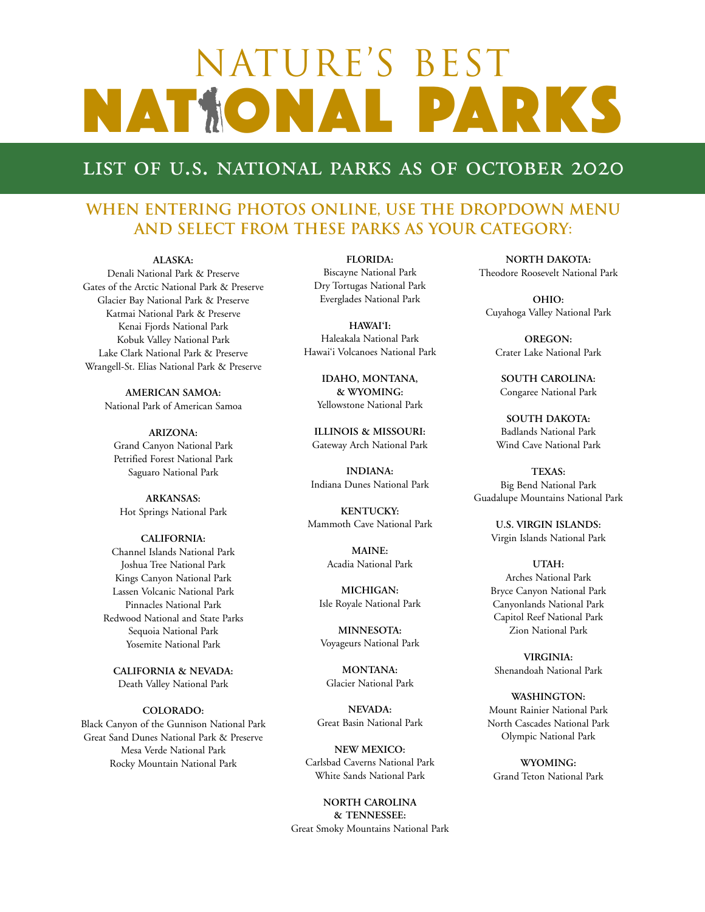# NATURE'S BEST NATIONAL PARKS

## LIST OF U.S. NATIONAL PARKS AS OF OCTOBER 2020

### WHEN ENTERING PHOTOS ONLINE, USE THE DROPDOWN MENU AND SELECT FROM THESE PARKS AS YOUR CATEGORY:

**ALASKA:**
Denali National Park & Preserve
Gates of the Arctic National Park & Preserve
Glacier Bay National Park & Preserve
Katmai National Park & Preserve
Kenai Fjords National Park
Kobuk Valley National Park
Lake Clark National Park & Preserve
Wrangell-St. Elias National Park & Preserve

**AMERICAN SAMOA:**
National Park of American Samoa

**ARIZONA:**
Grand Canyon National Park
Petrified Forest National Park
Saguaro National Park

**ARKANSAS:**
Hot Springs National Park

**CALIFORNIA:**
Channel Islands National Park
Joshua Tree National Park
Kings Canyon National Park
Lassen Volcanic National Park
Pinnacles National Park
Redwood National and State Parks
Sequoia National Park
Yosemite National Park

**CALIFORNIA & NEVADA:**
Death Valley National Park

**COLORADO:**
Black Canyon of the Gunnison National Park
Great Sand Dunes National Park & Preserve
Mesa Verde National Park
Rocky Mountain National Park

**FLORIDA:**
Biscayne National Park
Dry Tortugas National Park
Everglades National Park

**HAWAI'I:**
Haleakala National Park
Hawai'i Volcanoes National Park

**IDAHO, MONTANA, & WYOMING:**
Yellowstone National Park

**ILLINOIS & MISSOURI:**
Gateway Arch National Park

**INDIANA:**
Indiana Dunes National Park

**KENTUCKY:**
Mammoth Cave National Park

**MAINE:**
Acadia National Park

**MICHIGAN:**
Isle Royale National Park

**MINNESOTA:**
Voyageurs National Park

**MONTANA:**
Glacier National Park

**NEVADA:**
Great Basin National Park

**NEW MEXICO:**
Carlsbad Caverns National Park
White Sands National Park

**NORTH CAROLINA & TENNESSEE:**
Great Smoky Mountains National Park

**NORTH DAKOTA:**
Theodore Roosevelt National Park

**OHIO:**
Cuyahoga Valley National Park

**OREGON:**
Crater Lake National Park

**SOUTH CAROLINA:**
Congaree National Park

**SOUTH DAKOTA:**
Badlands National Park
Wind Cave National Park

**TEXAS:**
Big Bend National Park
Guadalupe Mountains National Park

**U.S. VIRGIN ISLANDS:**
Virgin Islands National Park

**UTAH:**
Arches National Park
Bryce Canyon National Park
Canyonlands National Park
Capitol Reef National Park
Zion National Park

**VIRGINIA:**
Shenandoah National Park

**WASHINGTON:**
Mount Rainier National Park
North Cascades National Park
Olympic National Park

**WYOMING:**
Grand Teton National Park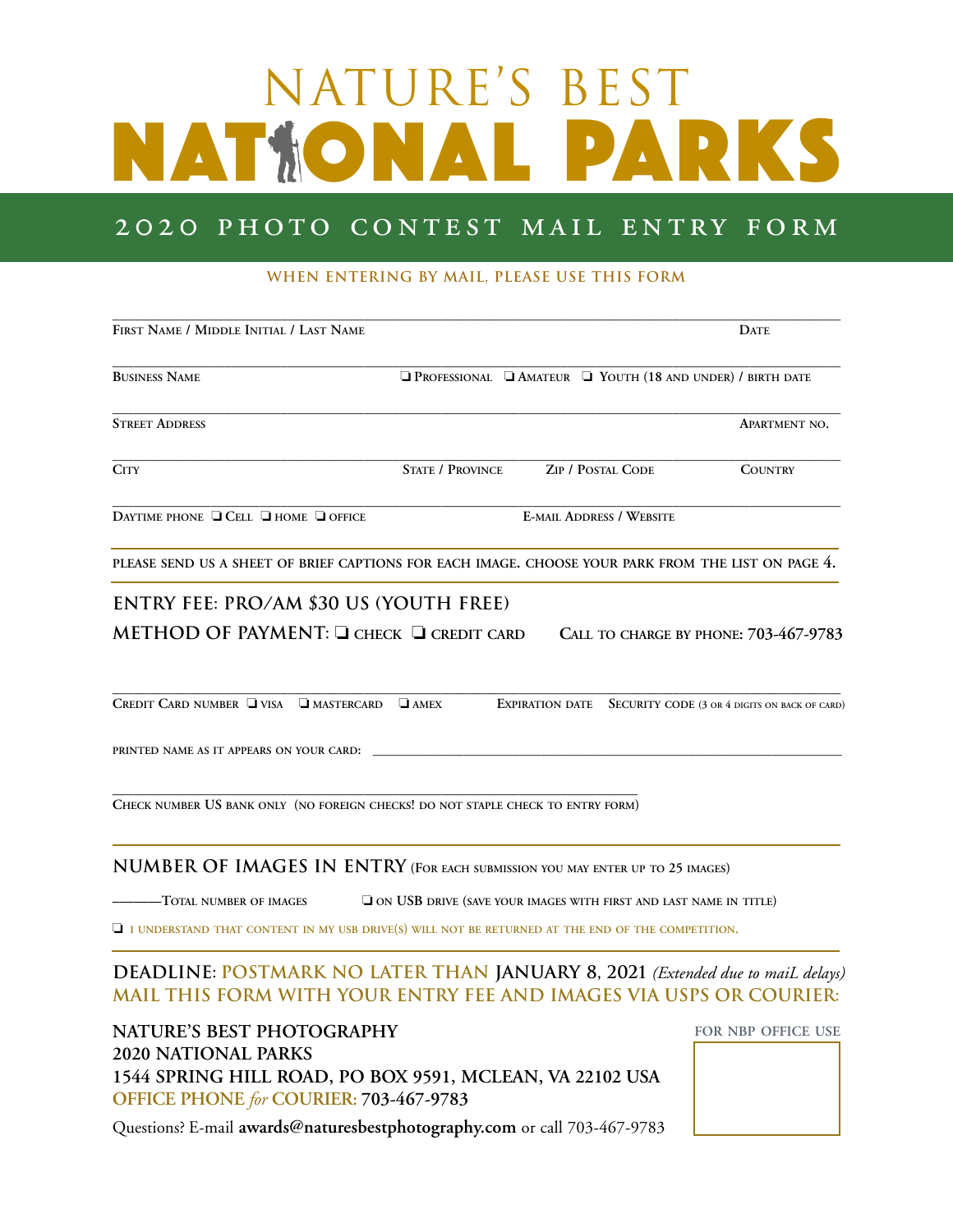# NATURE'S BEST NATIONAL PARKS

## 2020 PHOTO CONTEST MAIL ENTRY FORM

**WHEN ENTERING BY MAIL, PLEASE USE THIS FORM**

______________________________________________________________________________
First Name / Middle Initial / Last Name — Date

______________________________________________________________________________
Business Name — ❑ Professional ❑ Amateur ❑ Youth (18 and under) / birth date

______________________________________________________________________________
Street Address — Apartment no.

______________________________________________________________________________
City — State / Province — Zip / Postal Code — Country

______________________________________________________________________________
Daytime phone ❑ Cell ❑ home ❑ office — E-mail Address / Website

PLEASE SEND US A SHEET OF BRIEF CAPTIONS FOR EACH IMAGE. CHOOSE YOUR PARK FROM THE LIST ON PAGE 4.

**ENTRY FEE: PRO/AM $30 US (YOUTH FREE)**

**METHOD OF PAYMENT:** ❑ CHECK ❑ CREDIT CARD — CALL TO CHARGE BY PHONE: **703-467-9783**

______________________________________________________________________________
Credit Card number ❑ visa ❑ mastercard ❑ amex — Expiration date — Security code (3 or 4 digits on back of card)

printed name as it appears on your card: ______________________________________

______________________________________________________________________________
Check number US bank only (no foreign checks! do not staple check to entry form)

**NUMBER OF IMAGES IN ENTRY** (For each submission you may enter up to 25 images)

______Total number of images ❑ on USB drive (save your images with first and last name in title)

❑ I understand that content in my USB drive(s) will not be returned at the end of the competition.

**DEADLINE: POSTMARK NO LATER THAN JANUARY 8, 2021** *(Extended due to maiL delays)*

**MAIL THIS FORM WITH YOUR ENTRY FEE AND IMAGES VIA USPS OR COURIER:**

**NATURE'S BEST PHOTOGRAPHY**
**2020 NATIONAL PARKS**
**1544 SPRING HILL ROAD, PO BOX 9591, MCLEAN, VA 22102 USA**
**OFFICE PHONE *for* COURIER: 703-467-9783**

Questions? E-mail **awards@naturesbestphotography.com** or call 703-467-9783

FOR NBP OFFICE USE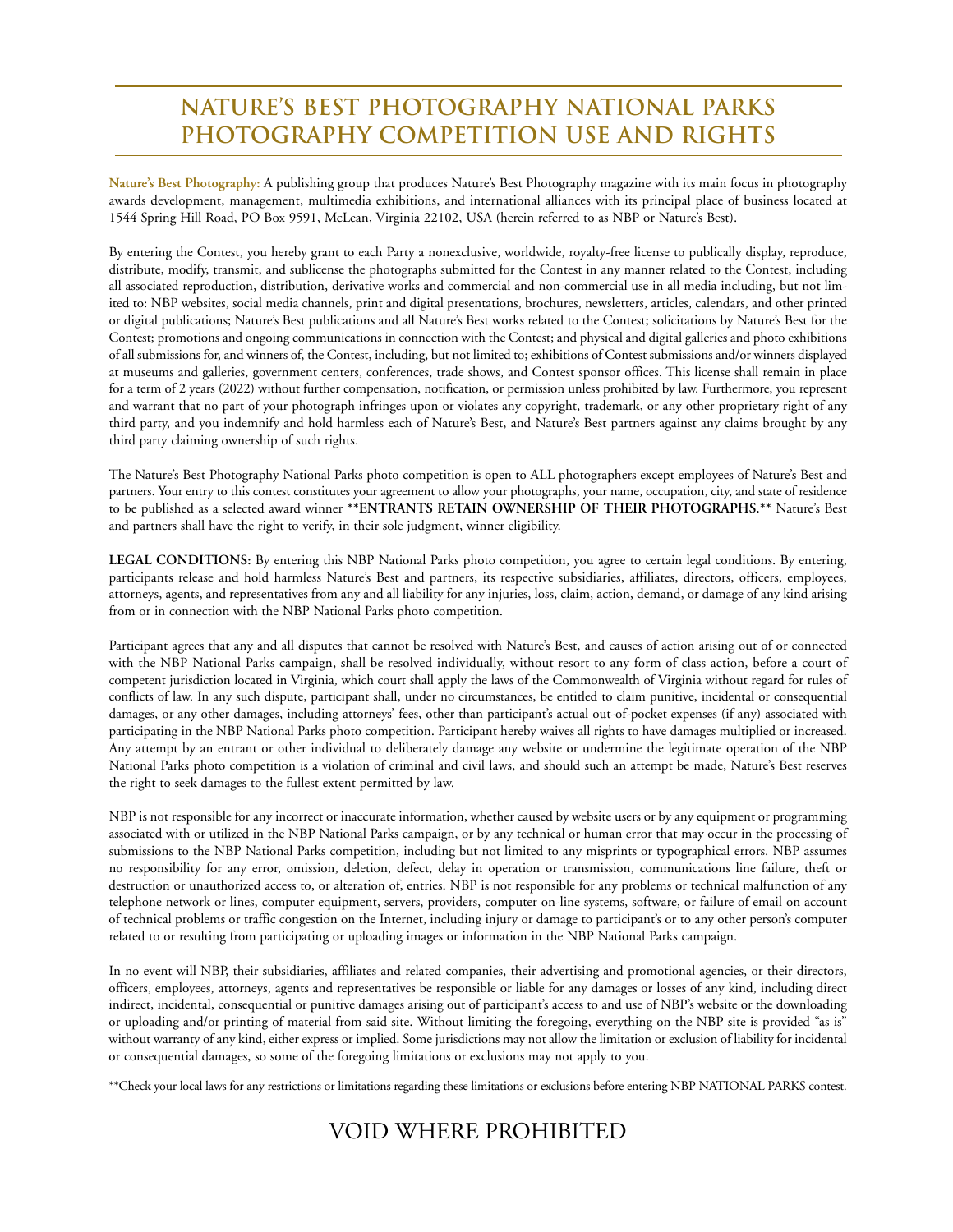# NATURE'S BEST PHOTOGRAPHY NATIONAL PARKS PHOTOGRAPHY COMPETITION USE AND RIGHTS

**Nature's Best Photography:** A publishing group that produces Nature's Best Photography magazine with its main focus in photography awards development, management, multimedia exhibitions, and international alliances with its principal place of business located at 1544 Spring Hill Road, PO Box 9591, McLean, Virginia 22102, USA (herein referred to as NBP or Nature's Best).

By entering the Contest, you hereby grant to each Party a nonexclusive, worldwide, royalty-free license to publically display, reproduce, distribute, modify, transmit, and sublicense the photographs submitted for the Contest in any manner related to the Contest, including all associated reproduction, distribution, derivative works and commercial and non-commercial use in all media including, but not limited to: NBP websites, social media channels, print and digital presentations, brochures, newsletters, articles, calendars, and other printed or digital publications; Nature's Best publications and all Nature's Best works related to the Contest; solicitations by Nature's Best for the Contest; promotions and ongoing communications in connection with the Contest; and physical and digital galleries and photo exhibitions of all submissions for, and winners of, the Contest, including, but not limited to; exhibitions of Contest submissions and/or winners displayed at museums and galleries, government centers, conferences, trade shows, and Contest sponsor offices. This license shall remain in place for a term of 2 years (2022) without further compensation, notification, or permission unless prohibited by law. Furthermore, you represent and warrant that no part of your photograph infringes upon or violates any copyright, trademark, or any other proprietary right of any third party, and you indemnify and hold harmless each of Nature's Best, and Nature's Best partners against any claims brought by any third party claiming ownership of such rights.

The Nature's Best Photography National Parks photo competition is open to ALL photographers except employees of Nature's Best and partners. Your entry to this contest constitutes your agreement to allow your photographs, your name, occupation, city, and state of residence to be published as a selected award winner **\*\*ENTRANTS RETAIN OWNERSHIP OF THEIR PHOTOGRAPHS.\*\*** Nature's Best and partners shall have the right to verify, in their sole judgment, winner eligibility.

**LEGAL CONDITIONS:** By entering this NBP National Parks photo competition, you agree to certain legal conditions. By entering, participants release and hold harmless Nature's Best and partners, its respective subsidiaries, affiliates, directors, officers, employees, attorneys, agents, and representatives from any and all liability for any injuries, loss, claim, action, demand, or damage of any kind arising from or in connection with the NBP National Parks photo competition.

Participant agrees that any and all disputes that cannot be resolved with Nature's Best, and causes of action arising out of or connected with the NBP National Parks campaign, shall be resolved individually, without resort to any form of class action, before a court of competent jurisdiction located in Virginia, which court shall apply the laws of the Commonwealth of Virginia without regard for rules of conflicts of law. In any such dispute, participant shall, under no circumstances, be entitled to claim punitive, incidental or consequential damages, or any other damages, including attorneys' fees, other than participant's actual out-of-pocket expenses (if any) associated with participating in the NBP National Parks photo competition. Participant hereby waives all rights to have damages multiplied or increased. Any attempt by an entrant or other individual to deliberately damage any website or undermine the legitimate operation of the NBP National Parks photo competition is a violation of criminal and civil laws, and should such an attempt be made, Nature's Best reserves the right to seek damages to the fullest extent permitted by law.

NBP is not responsible for any incorrect or inaccurate information, whether caused by website users or by any equipment or programming associated with or utilized in the NBP National Parks campaign, or by any technical or human error that may occur in the processing of submissions to the NBP National Parks competition, including but not limited to any misprints or typographical errors. NBP assumes no responsibility for any error, omission, deletion, defect, delay in operation or transmission, communications line failure, theft or destruction or unauthorized access to, or alteration of, entries. NBP is not responsible for any problems or technical malfunction of any telephone network or lines, computer equipment, servers, providers, computer on-line systems, software, or failure of email on account of technical problems or traffic congestion on the Internet, including injury or damage to participant's or to any other person's computer related to or resulting from participating or uploading images or information in the NBP National Parks campaign.

In no event will NBP, their subsidiaries, affiliates and related companies, their advertising and promotional agencies, or their directors, officers, employees, attorneys, agents and representatives be responsible or liable for any damages or losses of any kind, including direct indirect, incidental, consequential or punitive damages arising out of participant's access to and use of NBP's website or the downloading or uploading and/or printing of material from said site. Without limiting the foregoing, everything on the NBP site is provided "as is" without warranty of any kind, either express or implied. Some jurisdictions may not allow the limitation or exclusion of liability for incidental or consequential damages, so some of the foregoing limitations or exclusions may not apply to you.

\*\*Check your local laws for any restrictions or limitations regarding these limitations or exclusions before entering NBP NATIONAL PARKS contest.

VOID WHERE PROHIBITED